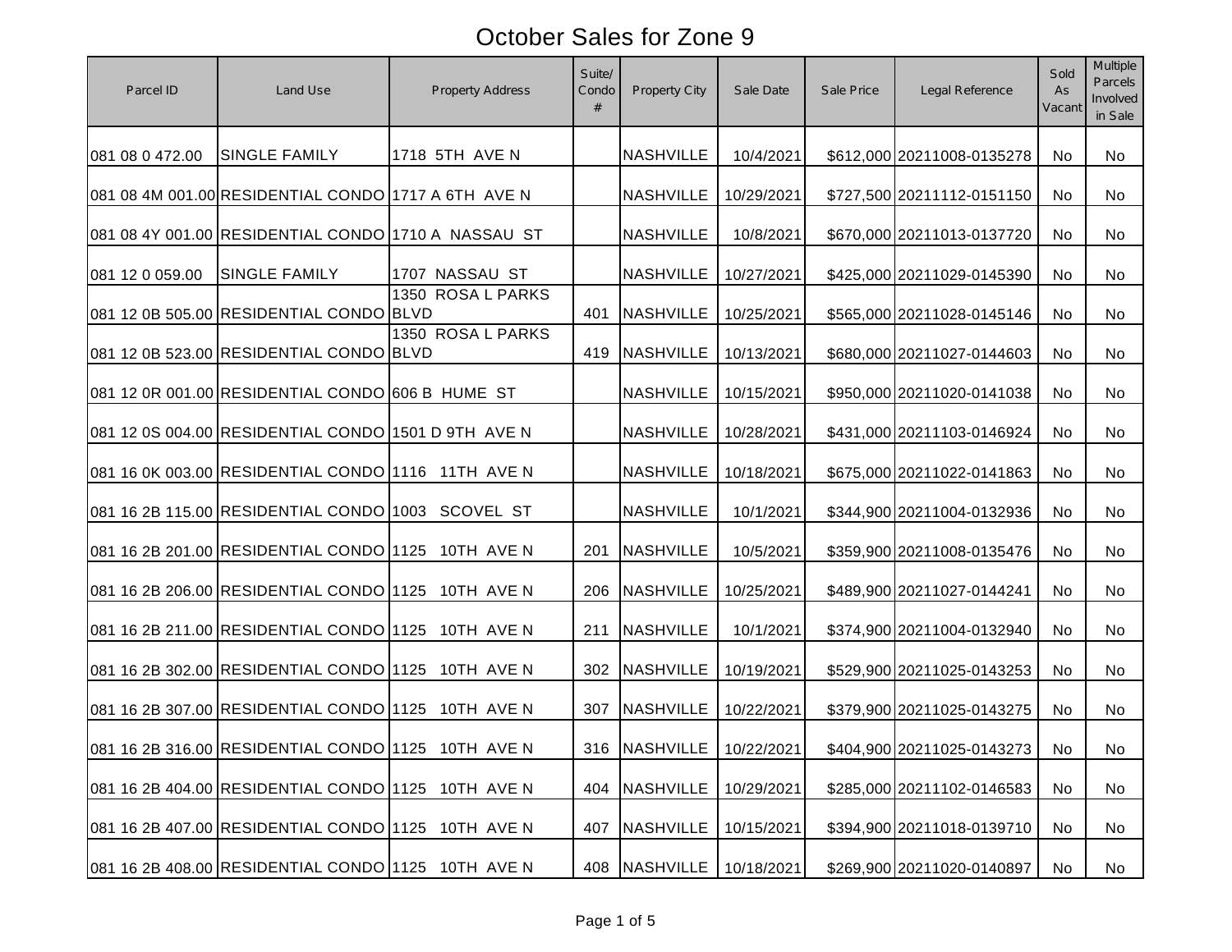# October Sales for Zone 9

| Parcel ID | Land Use | Property Address | Suite/ Condo # | Property City | Sale Date | Sale Price | Legal Reference | Sold As Vacant | Multiple Parcels Involved in Sale |
|---|---|---|---|---|---|---|---|---|---|
| 081 08 0 472.00 | SINGLE FAMILY | 1718 5TH AVE N | | NASHVILLE | 10/4/2021 | $612,000 | 20211008-0135278 | No | No |
| 081 08 4M 001.00 | RESIDENTIAL CONDO | 1717 A 6TH AVE N | | NASHVILLE | 10/29/2021 | $727,500 | 20211112-0151150 | No | No |
| 081 08 4Y 001.00 | RESIDENTIAL CONDO | 1710 A NASSAU ST | | NASHVILLE | 10/8/2021 | $670,000 | 20211013-0137720 | No | No |
| 081 12 0 059.00 | SINGLE FAMILY | 1707 NASSAU ST | | NASHVILLE | 10/27/2021 | $425,000 | 20211029-0145390 | No | No |
| 081 12 0B 505.00 | RESIDENTIAL CONDO | 1350 ROSA L PARKS BLVD | 401 | NASHVILLE | 10/25/2021 | $565,000 | 20211028-0145146 | No | No |
| 081 12 0B 523.00 | RESIDENTIAL CONDO | 1350 ROSA L PARKS BLVD | 419 | NASHVILLE | 10/13/2021 | $680,000 | 20211027-0144603 | No | No |
| 081 12 0R 001.00 | RESIDENTIAL CONDO | 606 B HUME ST | | NASHVILLE | 10/15/2021 | $950,000 | 20211020-0141038 | No | No |
| 081 12 0S 004.00 | RESIDENTIAL CONDO | 1501 D 9TH AVE N | | NASHVILLE | 10/28/2021 | $431,000 | 20211103-0146924 | No | No |
| 081 16 0K 003.00 | RESIDENTIAL CONDO | 1116 11TH AVE N | | NASHVILLE | 10/18/2021 | $675,000 | 20211022-0141863 | No | No |
| 081 16 2B 115.00 | RESIDENTIAL CONDO | 1003 SCOVEL ST | | NASHVILLE | 10/1/2021 | $344,900 | 20211004-0132936 | No | No |
| 081 16 2B 201.00 | RESIDENTIAL CONDO | 1125 10TH AVE N | 201 | NASHVILLE | 10/5/2021 | $359,900 | 20211008-0135476 | No | No |
| 081 16 2B 206.00 | RESIDENTIAL CONDO | 1125 10TH AVE N | 206 | NASHVILLE | 10/25/2021 | $489,900 | 20211027-0144241 | No | No |
| 081 16 2B 211.00 | RESIDENTIAL CONDO | 1125 10TH AVE N | 211 | NASHVILLE | 10/1/2021 | $374,900 | 20211004-0132940 | No | No |
| 081 16 2B 302.00 | RESIDENTIAL CONDO | 1125 10TH AVE N | 302 | NASHVILLE | 10/19/2021 | $529,900 | 20211025-0143253 | No | No |
| 081 16 2B 307.00 | RESIDENTIAL CONDO | 1125 10TH AVE N | 307 | NASHVILLE | 10/22/2021 | $379,900 | 20211025-0143275 | No | No |
| 081 16 2B 316.00 | RESIDENTIAL CONDO | 1125 10TH AVE N | 316 | NASHVILLE | 10/22/2021 | $404,900 | 20211025-0143273 | No | No |
| 081 16 2B 404.00 | RESIDENTIAL CONDO | 1125 10TH AVE N | 404 | NASHVILLE | 10/29/2021 | $285,000 | 20211102-0146583 | No | No |
| 081 16 2B 407.00 | RESIDENTIAL CONDO | 1125 10TH AVE N | 407 | NASHVILLE | 10/15/2021 | $394,900 | 20211018-0139710 | No | No |
| 081 16 2B 408.00 | RESIDENTIAL CONDO | 1125 10TH AVE N | 408 | NASHVILLE | 10/18/2021 | $269,900 | 20211020-0140897 | No | No |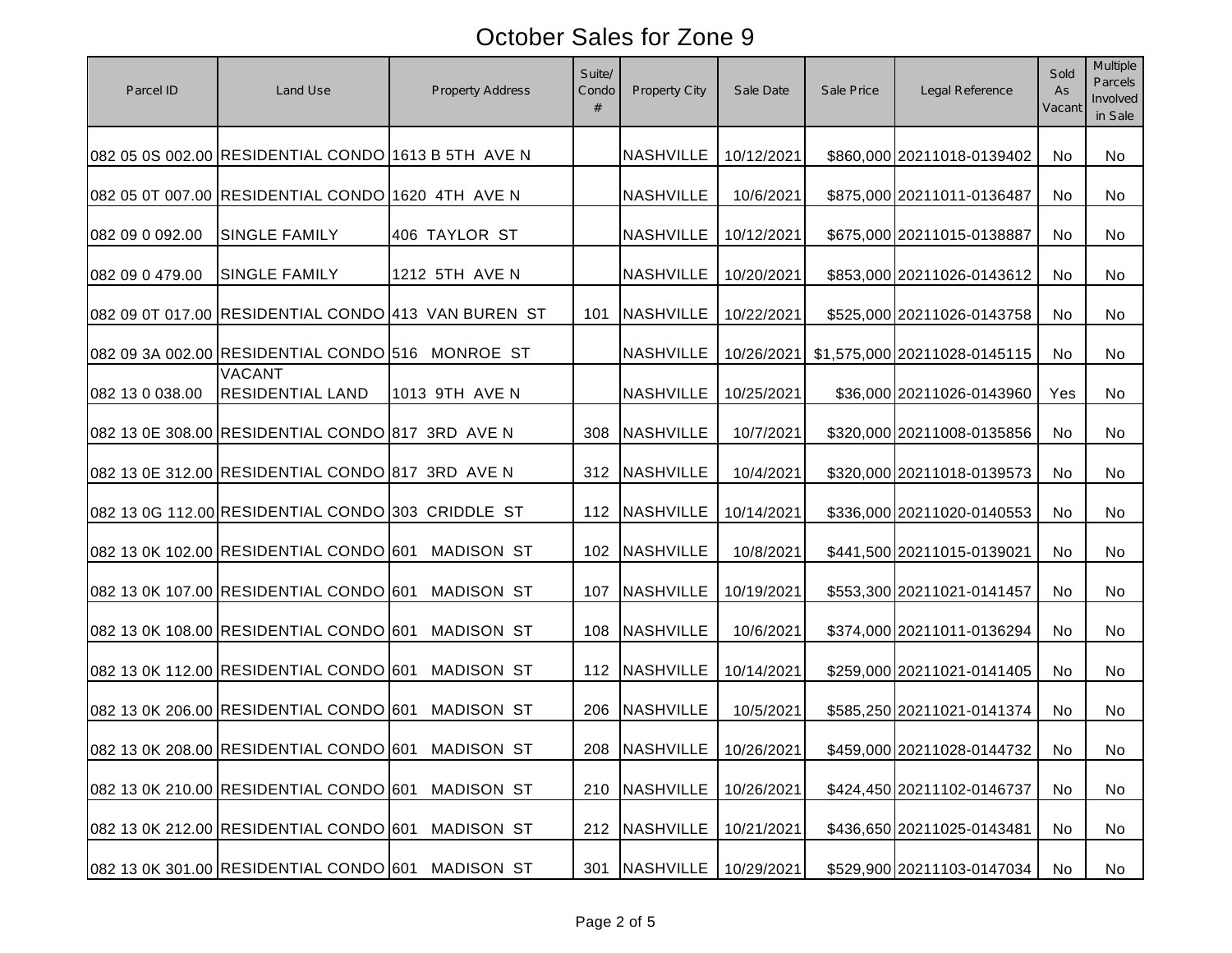# October Sales for Zone 9

| Parcel ID | Land Use | Property Address | Suite/ Condo # | Property City | Sale Date | Sale Price | Legal Reference | Sold As Vacant | Multiple Parcels Involved in Sale |
|---|---|---|---|---|---|---|---|---|---|
| 082 05 0S 002.00 | RESIDENTIAL CONDO | 1613 B 5TH AVE N | | NASHVILLE | 10/12/2021 | $860,000 | 20211018-0139402 | No | No |
| 082 05 0T 007.00 | RESIDENTIAL CONDO | 1620 4TH AVE N | | NASHVILLE | 10/6/2021 | $875,000 | 20211011-0136487 | No | No |
| 082 09 0 092.00 | SINGLE FAMILY | 406 TAYLOR ST | | NASHVILLE | 10/12/2021 | $675,000 | 20211015-0138887 | No | No |
| 082 09 0 479.00 | SINGLE FAMILY | 1212 5TH AVE N | | NASHVILLE | 10/20/2021 | $853,000 | 20211026-0143612 | No | No |
| 082 09 0T 017.00 | RESIDENTIAL CONDO | 413 VAN BUREN ST | 101 | NASHVILLE | 10/22/2021 | $525,000 | 20211026-0143758 | No | No |
| 082 09 3A 002.00 | RESIDENTIAL CONDO | 516 MONROE ST | | NASHVILLE | 10/26/2021 | $1,575,000 | 20211028-0145115 | No | No |
| 082 13 0 038.00 | VACANT RESIDENTIAL LAND | 1013 9TH AVE N | | NASHVILLE | 10/25/2021 | $36,000 | 20211026-0143960 | Yes | No |
| 082 13 0E 308.00 | RESIDENTIAL CONDO | 817 3RD AVE N | 308 | NASHVILLE | 10/7/2021 | $320,000 | 20211008-0135856 | No | No |
| 082 13 0E 312.00 | RESIDENTIAL CONDO | 817 3RD AVE N | 312 | NASHVILLE | 10/4/2021 | $320,000 | 20211018-0139573 | No | No |
| 082 13 0G 112.00 | RESIDENTIAL CONDO | 303 CRIDDLE ST | 112 | NASHVILLE | 10/14/2021 | $336,000 | 20211020-0140553 | No | No |
| 082 13 0K 102.00 | RESIDENTIAL CONDO | 601 MADISON ST | 102 | NASHVILLE | 10/8/2021 | $441,500 | 20211015-0139021 | No | No |
| 082 13 0K 107.00 | RESIDENTIAL CONDO | 601 MADISON ST | 107 | NASHVILLE | 10/19/2021 | $553,300 | 20211021-0141457 | No | No |
| 082 13 0K 108.00 | RESIDENTIAL CONDO | 601 MADISON ST | 108 | NASHVILLE | 10/6/2021 | $374,000 | 20211011-0136294 | No | No |
| 082 13 0K 112.00 | RESIDENTIAL CONDO | 601 MADISON ST | 112 | NASHVILLE | 10/14/2021 | $259,000 | 20211021-0141405 | No | No |
| 082 13 0K 206.00 | RESIDENTIAL CONDO | 601 MADISON ST | 206 | NASHVILLE | 10/5/2021 | $585,250 | 20211021-0141374 | No | No |
| 082 13 0K 208.00 | RESIDENTIAL CONDO | 601 MADISON ST | 208 | NASHVILLE | 10/26/2021 | $459,000 | 20211028-0144732 | No | No |
| 082 13 0K 210.00 | RESIDENTIAL CONDO | 601 MADISON ST | 210 | NASHVILLE | 10/26/2021 | $424,450 | 20211102-0146737 | No | No |
| 082 13 0K 212.00 | RESIDENTIAL CONDO | 601 MADISON ST | 212 | NASHVILLE | 10/21/2021 | $436,650 | 20211025-0143481 | No | No |
| 082 13 0K 301.00 | RESIDENTIAL CONDO | 601 MADISON ST | 301 | NASHVILLE | 10/29/2021 | $529,900 | 20211103-0147034 | No | No |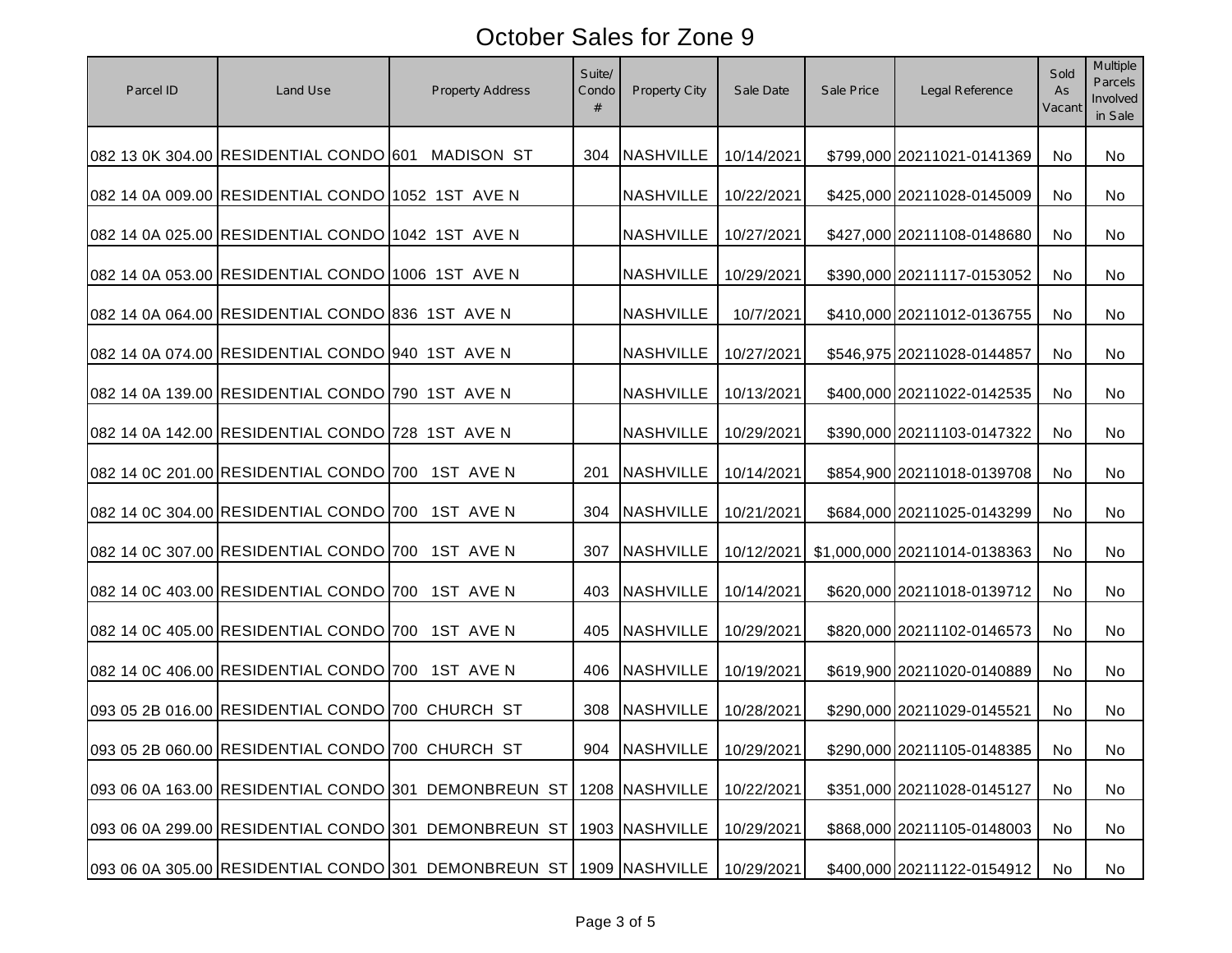# October Sales for Zone 9

| Parcel ID | Land Use | Property Address | Suite/ Condo # | Property City | Sale Date | Sale Price | Legal Reference | Sold As Vacant | Multiple Parcels Involved in Sale |
|---|---|---|---|---|---|---|---|---|---|
| 082 13 0K 304.00 | RESIDENTIAL CONDO | 601 MADISON ST | 304 | NASHVILLE | 10/14/2021 | $799,000 | 20211021-0141369 | No | No |
| 082 14 0A 009.00 | RESIDENTIAL CONDO | 1052 1ST AVE N | | NASHVILLE | 10/22/2021 | $425,000 | 20211028-0145009 | No | No |
| 082 14 0A 025.00 | RESIDENTIAL CONDO | 1042 1ST AVE N | | NASHVILLE | 10/27/2021 | $427,000 | 20211108-0148680 | No | No |
| 082 14 0A 053.00 | RESIDENTIAL CONDO | 1006 1ST AVE N | | NASHVILLE | 10/29/2021 | $390,000 | 20211117-0153052 | No | No |
| 082 14 0A 064.00 | RESIDENTIAL CONDO | 836 1ST AVE N | | NASHVILLE | 10/7/2021 | $410,000 | 20211012-0136755 | No | No |
| 082 14 0A 074.00 | RESIDENTIAL CONDO | 940 1ST AVE N | | NASHVILLE | 10/27/2021 | $546,975 | 20211028-0144857 | No | No |
| 082 14 0A 139.00 | RESIDENTIAL CONDO | 790 1ST AVE N | | NASHVILLE | 10/13/2021 | $400,000 | 20211022-0142535 | No | No |
| 082 14 0A 142.00 | RESIDENTIAL CONDO | 728 1ST AVE N | | NASHVILLE | 10/29/2021 | $390,000 | 20211103-0147322 | No | No |
| 082 14 0C 201.00 | RESIDENTIAL CONDO | 700 1ST AVE N | 201 | NASHVILLE | 10/14/2021 | $854,900 | 20211018-0139708 | No | No |
| 082 14 0C 304.00 | RESIDENTIAL CONDO | 700 1ST AVE N | 304 | NASHVILLE | 10/21/2021 | $684,000 | 20211025-0143299 | No | No |
| 082 14 0C 307.00 | RESIDENTIAL CONDO | 700 1ST AVE N | 307 | NASHVILLE | 10/12/2021 | $1,000,000 | 20211014-0138363 | No | No |
| 082 14 0C 403.00 | RESIDENTIAL CONDO | 700 1ST AVE N | 403 | NASHVILLE | 10/14/2021 | $620,000 | 20211018-0139712 | No | No |
| 082 14 0C 405.00 | RESIDENTIAL CONDO | 700 1ST AVE N | 405 | NASHVILLE | 10/29/2021 | $820,000 | 20211102-0146573 | No | No |
| 082 14 0C 406.00 | RESIDENTIAL CONDO | 700 1ST AVE N | 406 | NASHVILLE | 10/19/2021 | $619,900 | 20211020-0140889 | No | No |
| 093 05 2B 016.00 | RESIDENTIAL CONDO | 700 CHURCH ST | 308 | NASHVILLE | 10/28/2021 | $290,000 | 20211029-0145521 | No | No |
| 093 05 2B 060.00 | RESIDENTIAL CONDO | 700 CHURCH ST | 904 | NASHVILLE | 10/29/2021 | $290,000 | 20211105-0148385 | No | No |
| 093 06 0A 163.00 | RESIDENTIAL CONDO | 301 DEMONBREUN ST | 1208 | NASHVILLE | 10/22/2021 | $351,000 | 20211028-0145127 | No | No |
| 093 06 0A 299.00 | RESIDENTIAL CONDO | 301 DEMONBREUN ST | 1903 | NASHVILLE | 10/29/2021 | $868,000 | 20211105-0148003 | No | No |
| 093 06 0A 305.00 | RESIDENTIAL CONDO | 301 DEMONBREUN ST | 1909 | NASHVILLE | 10/29/2021 | $400,000 | 20211122-0154912 | No | No |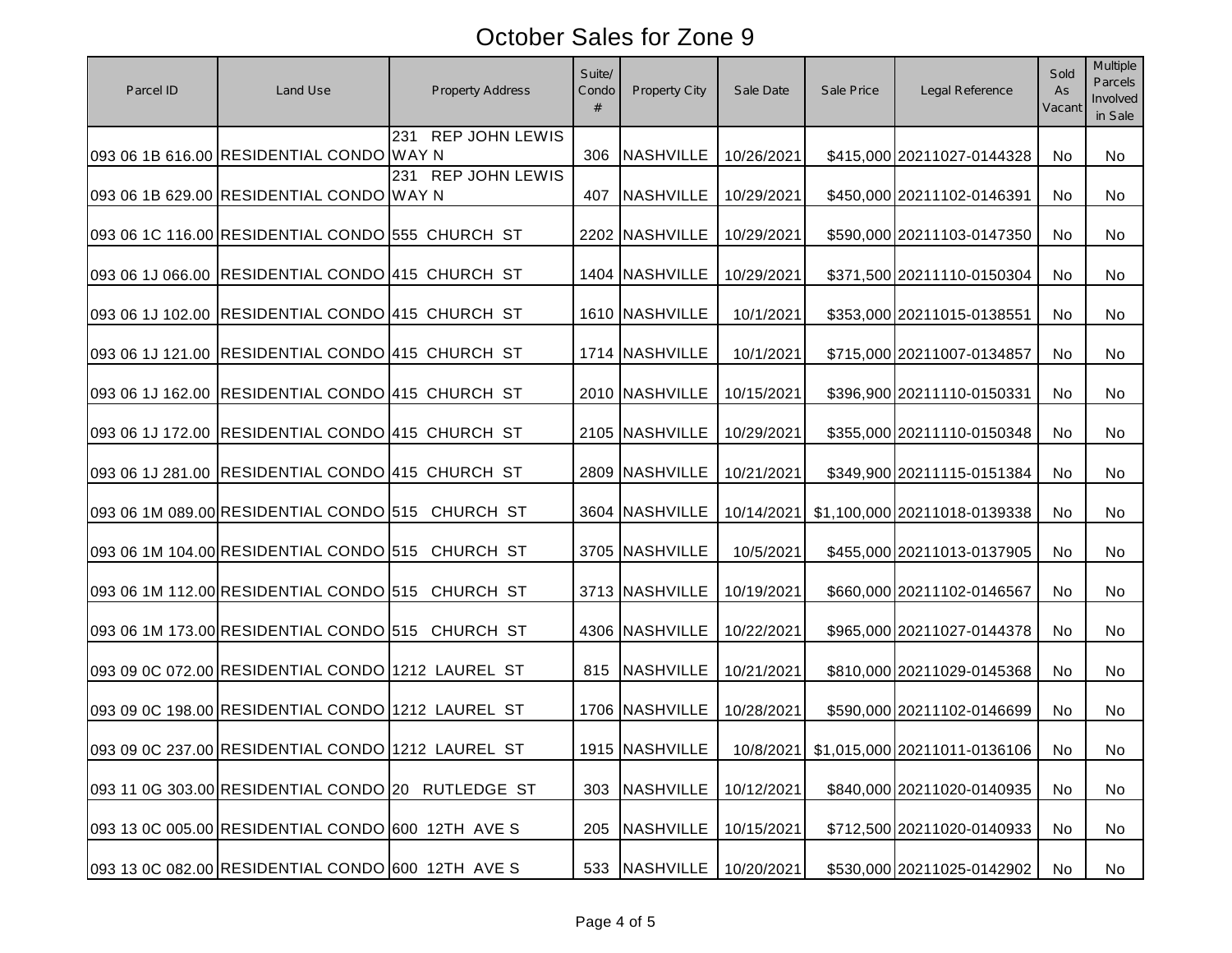# October Sales for Zone 9

| Parcel ID | Land Use | Property Address | Suite/ Condo # | Property City | Sale Date | Sale Price | Legal Reference | Sold As Vacant | Multiple Parcels Involved in Sale |
|---|---|---|---|---|---|---|---|---|---|
| 093 06 1B 616.00 | RESIDENTIAL CONDO | 231 REP JOHN LEWIS WAY N | 306 | NASHVILLE | 10/26/2021 | $415,000 | 20211027-0144328 | No | No |
| 093 06 1B 629.00 | RESIDENTIAL CONDO | 231 REP JOHN LEWIS WAY N | 407 | NASHVILLE | 10/29/2021 | $450,000 | 20211102-0146391 | No | No |
| 093 06 1C 116.00 | RESIDENTIAL CONDO | 555 CHURCH ST | 2202 | NASHVILLE | 10/29/2021 | $590,000 | 20211103-0147350 | No | No |
| 093 06 1J 066.00 | RESIDENTIAL CONDO | 415 CHURCH ST | 1404 | NASHVILLE | 10/29/2021 | $371,500 | 20211110-0150304 | No | No |
| 093 06 1J 102.00 | RESIDENTIAL CONDO | 415 CHURCH ST | 1610 | NASHVILLE | 10/1/2021 | $353,000 | 20211015-0138551 | No | No |
| 093 06 1J 121.00 | RESIDENTIAL CONDO | 415 CHURCH ST | 1714 | NASHVILLE | 10/1/2021 | $715,000 | 20211007-0134857 | No | No |
| 093 06 1J 162.00 | RESIDENTIAL CONDO | 415 CHURCH ST | 2010 | NASHVILLE | 10/15/2021 | $396,900 | 20211110-0150331 | No | No |
| 093 06 1J 172.00 | RESIDENTIAL CONDO | 415 CHURCH ST | 2105 | NASHVILLE | 10/29/2021 | $355,000 | 20211110-0150348 | No | No |
| 093 06 1J 281.00 | RESIDENTIAL CONDO | 415 CHURCH ST | 2809 | NASHVILLE | 10/21/2021 | $349,900 | 20211115-0151384 | No | No |
| 093 06 1M 089.00 | RESIDENTIAL CONDO | 515 CHURCH ST | 3604 | NASHVILLE | 10/14/2021 | $1,100,000 | 20211018-0139338 | No | No |
| 093 06 1M 104.00 | RESIDENTIAL CONDO | 515 CHURCH ST | 3705 | NASHVILLE | 10/5/2021 | $455,000 | 20211013-0137905 | No | No |
| 093 06 1M 112.00 | RESIDENTIAL CONDO | 515 CHURCH ST | 3713 | NASHVILLE | 10/19/2021 | $660,000 | 20211102-0146567 | No | No |
| 093 06 1M 173.00 | RESIDENTIAL CONDO | 515 CHURCH ST | 4306 | NASHVILLE | 10/22/2021 | $965,000 | 20211027-0144378 | No | No |
| 093 09 0C 072.00 | RESIDENTIAL CONDO | 1212 LAUREL ST | 815 | NASHVILLE | 10/21/2021 | $810,000 | 20211029-0145368 | No | No |
| 093 09 0C 198.00 | RESIDENTIAL CONDO | 1212 LAUREL ST | 1706 | NASHVILLE | 10/28/2021 | $590,000 | 20211102-0146699 | No | No |
| 093 09 0C 237.00 | RESIDENTIAL CONDO | 1212 LAUREL ST | 1915 | NASHVILLE | 10/8/2021 | $1,015,000 | 20211011-0136106 | No | No |
| 093 11 0G 303.00 | RESIDENTIAL CONDO | 20 RUTLEDGE ST | 303 | NASHVILLE | 10/12/2021 | $840,000 | 20211020-0140935 | No | No |
| 093 13 0C 005.00 | RESIDENTIAL CONDO | 600 12TH AVE S | 205 | NASHVILLE | 10/15/2021 | $712,500 | 20211020-0140933 | No | No |
| 093 13 0C 082.00 | RESIDENTIAL CONDO | 600 12TH AVE S | 533 | NASHVILLE | 10/20/2021 | $530,000 | 20211025-0142902 | No | No |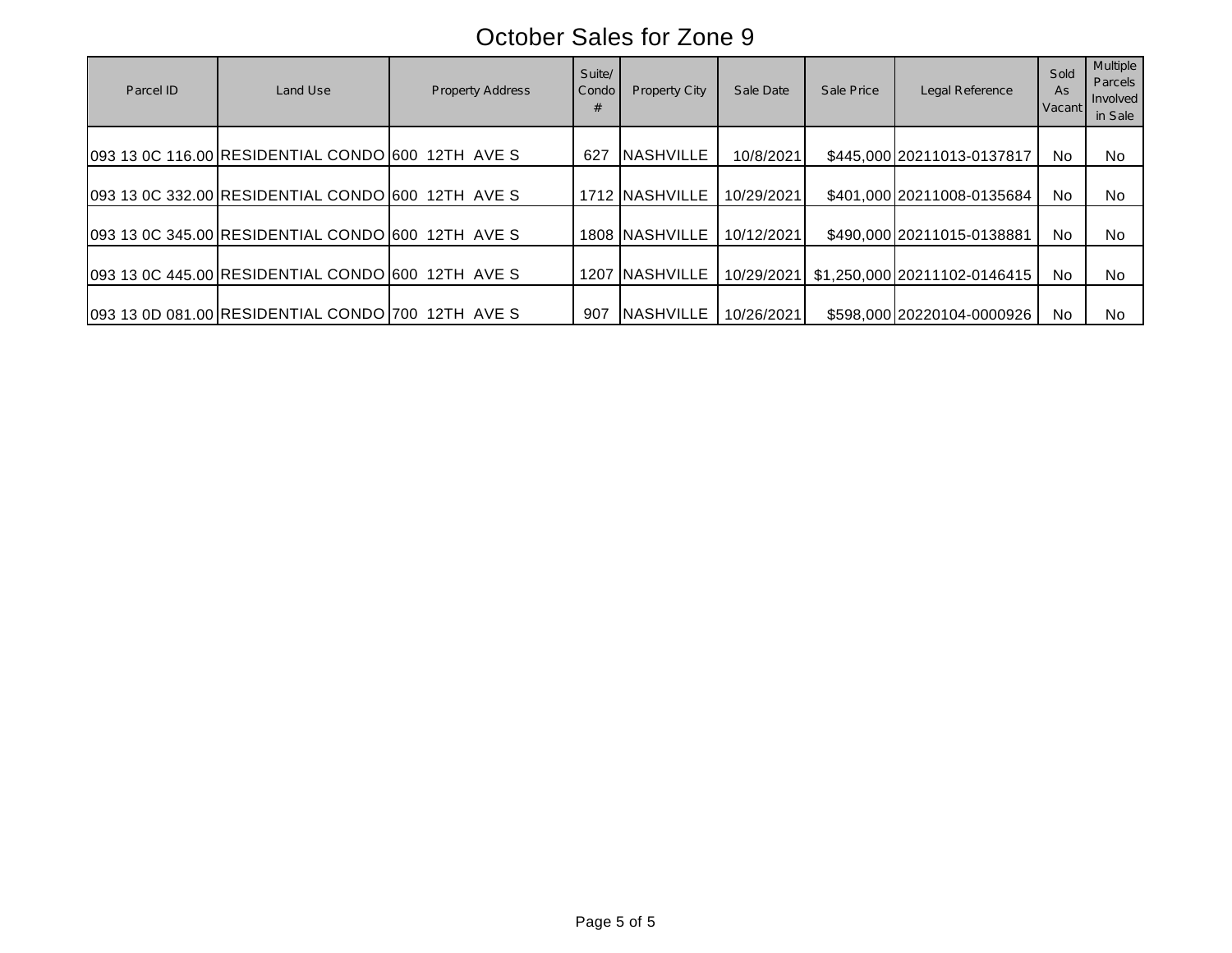# October Sales for Zone 9

| Parcel ID | Land Use | Property Address | Suite/ Condo # | Property City | Sale Date | Sale Price | Legal Reference | Sold As Vacant | Multiple Parcels Involved in Sale |
|---|---|---|---|---|---|---|---|---|---|
| 093 13 0C 116.00 | RESIDENTIAL CONDO | 600 12TH AVE S | 627 | NASHVILLE | 10/8/2021 | $445,000 | 20211013-0137817 | No | No |
| 093 13 0C 332.00 | RESIDENTIAL CONDO | 600 12TH AVE S | 1712 | NASHVILLE | 10/29/2021 | $401,000 | 20211008-0135684 | No | No |
| 093 13 0C 345.00 | RESIDENTIAL CONDO | 600 12TH AVE S | 1808 | NASHVILLE | 10/12/2021 | $490,000 | 20211015-0138881 | No | No |
| 093 13 0C 445.00 | RESIDENTIAL CONDO | 600 12TH AVE S | 1207 | NASHVILLE | 10/29/2021 | $1,250,000 | 20211102-0146415 | No | No |
| 093 13 0D 081.00 | RESIDENTIAL CONDO | 700 12TH AVE S | 907 | NASHVILLE | 10/26/2021 | $598,000 | 20220104-0000926 | No | No |